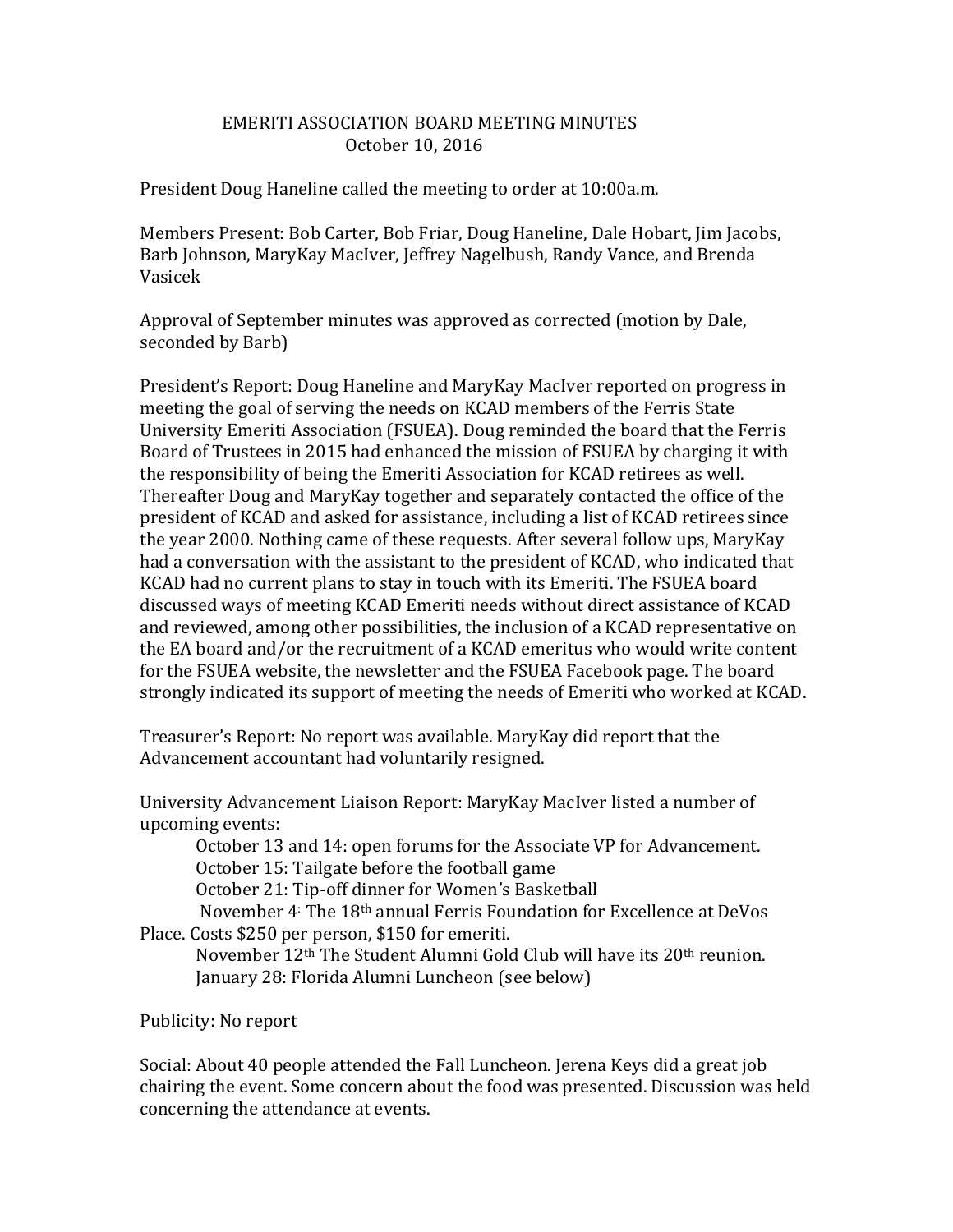# EMERITI ASSOCIATION BOARD MEETING MINUTES
## October 10, 2016

President Doug Haneline called the meeting to order at 10:00a.m.

Members Present: Bob Carter, Bob Friar, Doug Haneline, Dale Hobart, Jim Jacobs, Barb Johnson, MaryKay MacIver, Jeffrey Nagelbush, Randy Vance, and Brenda Vasicek

Approval of September minutes was approved as corrected (motion by Dale, seconded by Barb)

President's Report: Doug Haneline and MaryKay MacIver reported on progress in meeting the goal of serving the needs on KCAD members of the Ferris State University Emeriti Association (FSUEA). Doug reminded the board that the Ferris Board of Trustees in 2015 had enhanced the mission of FSUEA by charging it with the responsibility of being the Emeriti Association for KCAD retirees as well. Thereafter Doug and MaryKay together and separately contacted the office of the president of KCAD and asked for assistance, including a list of KCAD retirees since the year 2000. Nothing came of these requests. After several follow ups, MaryKay had a conversation with the assistant to the president of KCAD, who indicated that KCAD had no current plans to stay in touch with its Emeriti. The FSUEA board discussed ways of meeting KCAD Emeriti needs without direct assistance of KCAD and reviewed, among other possibilities, the inclusion of a KCAD representative on the EA board and/or the recruitment of a KCAD emeritus who would write content for the FSUEA website, the newsletter and the FSUEA Facebook page. The board strongly indicated its support of meeting the needs of Emeriti who worked at KCAD.

Treasurer's Report: No report was available. MaryKay did report that the Advancement accountant had voluntarily resigned.

University Advancement Liaison Report: MaryKay MacIver listed a number of upcoming events:

- October 13 and 14: open forums for the Associate VP for Advancement.
- October 15: Tailgate before the football game
- October 21: Tip-off dinner for Women's Basketball
- November 4: The 18th annual Ferris Foundation for Excellence at DeVos Place. Costs $250 per person, $150 for emeriti.
- November 12th The Student Alumni Gold Club will have its 20th reunion.
- January 28: Florida Alumni Luncheon (see below)

Publicity: No report

Social: About 40 people attended the Fall Luncheon. Jerena Keys did a great job chairing the event. Some concern about the food was presented. Discussion was held concerning the attendance at events.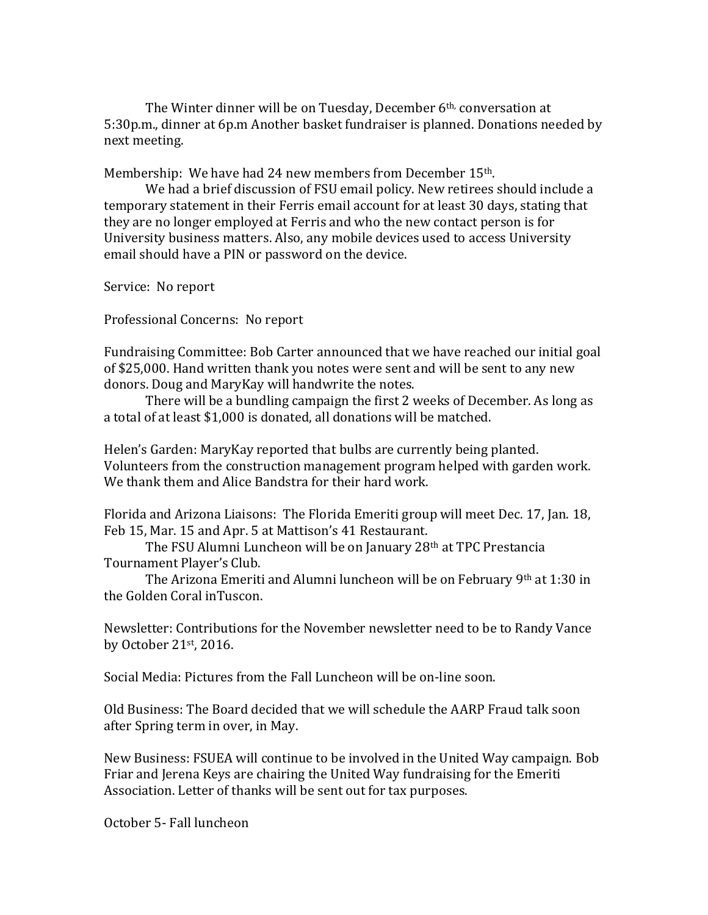The Winter dinner will be on Tuesday, December 6th, conversation at 5:30p.m., dinner at 6p.m Another basket fundraiser is planned. Donations needed by next meeting.

Membership: We have had 24 new members from December 15th.

We had a brief discussion of FSU email policy. New retirees should include a temporary statement in their Ferris email account for at least 30 days, stating that they are no longer employed at Ferris and who the new contact person is for University business matters. Also, any mobile devices used to access University email should have a PIN or password on the device.

Service: No report

Professional Concerns: No report

Fundraising Committee: Bob Carter announced that we have reached our initial goal of $25,000. Hand written thank you notes were sent and will be sent to any new donors. Doug and MaryKay will handwrite the notes.

There will be a bundling campaign the first 2 weeks of December. As long as a total of at least $1,000 is donated, all donations will be matched.

Helen's Garden: MaryKay reported that bulbs are currently being planted. Volunteers from the construction management program helped with garden work. We thank them and Alice Bandstra for their hard work.

Florida and Arizona Liaisons: The Florida Emeriti group will meet Dec. 17, Jan. 18, Feb 15, Mar. 15 and Apr. 5 at Mattison's 41 Restaurant.

The FSU Alumni Luncheon will be on January 28th at TPC Prestancia Tournament Player's Club.

The Arizona Emeriti and Alumni luncheon will be on February 9th at 1:30 in the Golden Coral inTuscon.

Newsletter: Contributions for the November newsletter need to be to Randy Vance by October 21st, 2016.

Social Media: Pictures from the Fall Luncheon will be on-line soon.

Old Business: The Board decided that we will schedule the AARP Fraud talk soon after Spring term in over, in May.

New Business: FSUEA will continue to be involved in the United Way campaign. Bob Friar and Jerena Keys are chairing the United Way fundraising for the Emeriti Association. Letter of thanks will be sent out for tax purposes.

October 5- Fall luncheon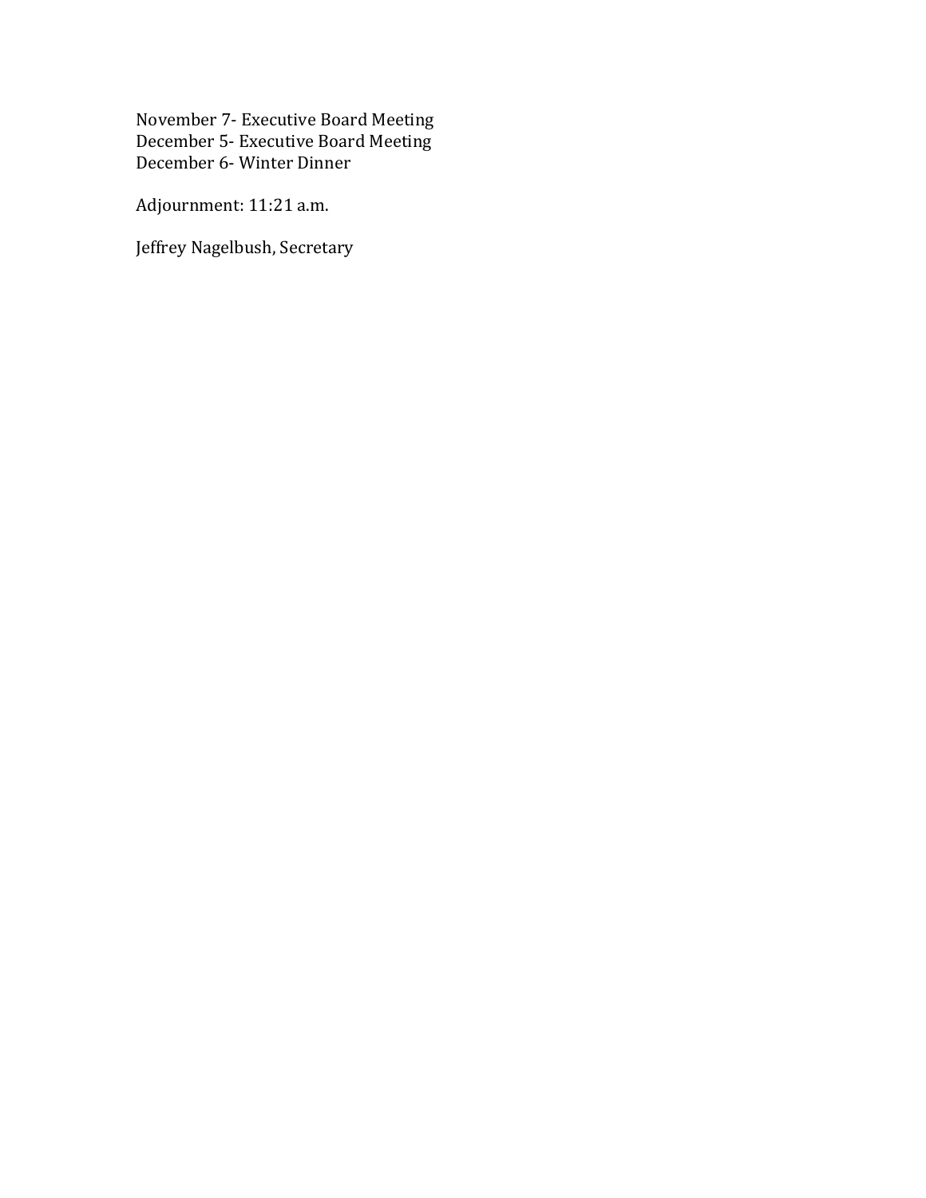November 7- Executive Board Meeting
December 5- Executive Board Meeting
December 6- Winter Dinner

Adjournment: 11:21 a.m.

Jeffrey Nagelbush, Secretary